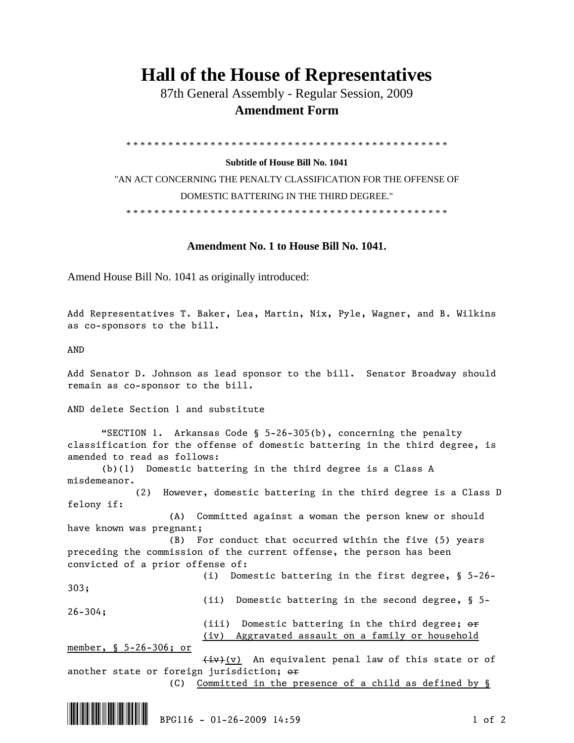# Hall of the House of Representatives

87th General Assembly - Regular Session, 2009

**Amendment Form**

\* \* \* \* \* \* \* \* \* \* \* \* \* \* \* \* \* \* \* \* \* \* \* \* \* \* \* \* \* \* \* \* \* \* \* \* \* \* \* \* \* \* \* \* \* \* \* \*

**Subtitle of House Bill No. 1041**

"AN ACT CONCERNING THE PENALTY CLASSIFICATION FOR THE OFFENSE OF DOMESTIC BATTERING IN THE THIRD DEGREE."

\* \* \* \* \* \* \* \* \* \* \* \* \* \* \* \* \* \* \* \* \* \* \* \* \* \* \* \* \* \* \* \* \* \* \* \* \* \* \* \* \* \* \* \* \* \* \* \*

## Amendment No. 1 to House Bill No. 1041.

Amend House Bill No. 1041 as originally introduced:

Add Representatives T. Baker, Lea, Martin, Nix, Pyle, Wagner, and B. Wilkins as co-sponsors to the bill.

AND

Add Senator D. Johnson as lead sponsor to the bill. Senator Broadway should remain as co-sponsor to the bill.

AND delete Section 1 and substitute

"SECTION 1. Arkansas Code § 5-26-305(b), concerning the penalty classification for the offense of domestic battering in the third degree, is amended to read as follows:

(b)(1) Domestic battering in the third degree is a Class A misdemeanor.

(2) However, domestic battering in the third degree is a Class D felony if:

(A) Committed against a woman the person knew or should have known was pregnant;

(B) For conduct that occurred within the five (5) years preceding the commission of the current offense, the person has been convicted of a prior offense of:

(i) Domestic battering in the first degree, § 5-26-303;

(ii) Domestic battering in the second degree, § 5-26-304;

(iii) Domestic battering in the third degree; ~~or~~

<u>(iv) Aggravated assault on a family or household member, § 5-26-306; or</u>

~~(iv)~~<u>(v)</u> An equivalent penal law of this state or of another state or foreign jurisdiction; ~~or~~

(C) <u>Committed in the presence of a child as defined by §</u>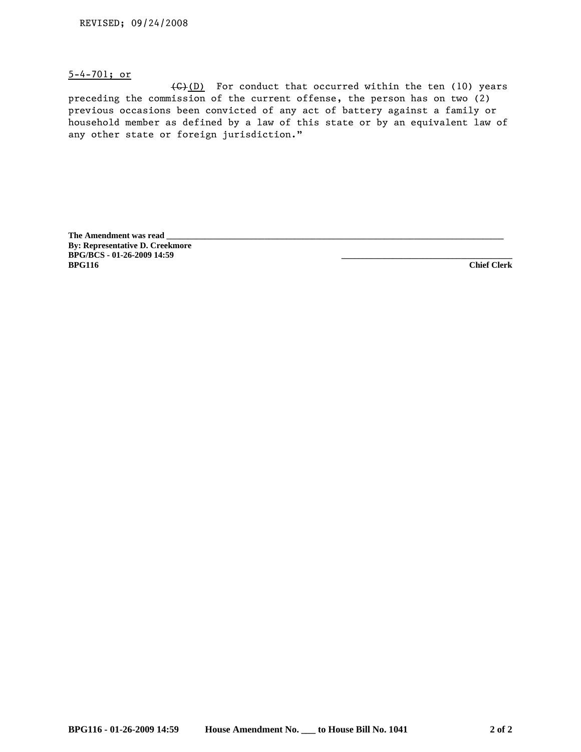5-4-701; or

~~(C)~~(D) For conduct that occurred within the ten (10) years preceding the commission of the current offense, the person has on two (2) previous occasions been convicted of any act of battery against a family or household member as defined by a law of this state or by an equivalent law of any other state or foreign jurisdiction."

**The Amendment was read ___________________________________________**
**By: Representative D. Creekmore**
**BPG/BCS - 01-26-2009 14:59** ______________________________
**BPG116** **Chief Clerk**